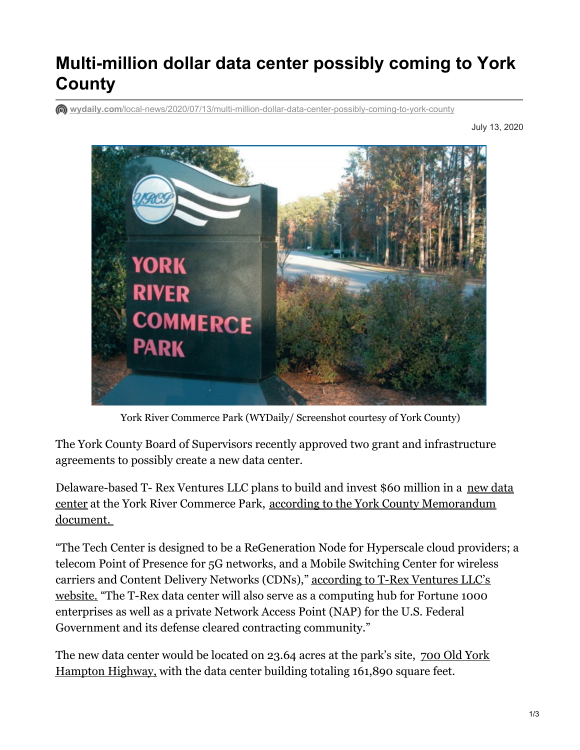# Multi-million dollar data center possibly coming to York County

wydaily.com/local-news/2020/07/13/multi-million-dollar-data-center-possibly-coming-to-york-county

July 13, 2020

York River Commerce Park (WYDaily/ Screenshot courtesy of York County)

The York County Board of Supervisors recently approved two grant and infrastructure agreements to possibly create a new data center.

Delaware-based T- Rex Ventures LLC plans to build and invest $60 million in a new data center at the York River Commerce Park, according to the York County Memorandum document.

"The Tech Center is designed to be a ReGeneration Node for Hyperscale cloud providers; a telecom Point of Presence for 5G networks, and a Mobile Switching Center for wireless carriers and Content Delivery Networks (CDNs)," according to T-Rex Ventures LLC's website. "The T-Rex data center will also serve as a computing hub for Fortune 1000 enterprises as well as a private Network Access Point (NAP) for the U.S. Federal Government and its defense cleared contracting community."

The new data center would be located on 23.64 acres at the park's site, 700 Old York Hampton Highway, with the data center building totaling 161,890 square feet.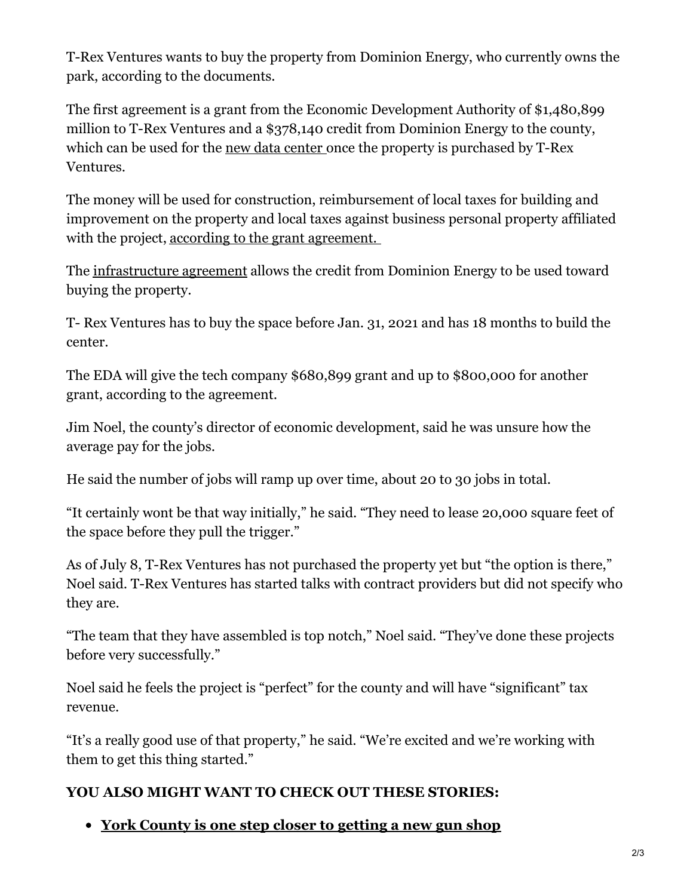T-Rex Ventures wants to buy the property from Dominion Energy, who currently owns the park, according to the documents.

The first agreement is a grant from the Economic Development Authority of $1,480,899 million to T-Rex Ventures and a $378,140 credit from Dominion Energy to the county, which can be used for the new data center once the property is purchased by T-Rex Ventures.

The money will be used for construction, reimbursement of local taxes for building and improvement on the property and local taxes against business personal property affiliated with the project, according to the grant agreement.

The infrastructure agreement allows the credit from Dominion Energy to be used toward buying the property.

T- Rex Ventures has to buy the space before Jan. 31, 2021 and has 18 months to build the center.

The EDA will give the tech company $680,899 grant and up to $800,000 for another grant, according to the agreement.

Jim Noel, the county's director of economic development, said he was unsure how the average pay for the jobs.

He said the number of jobs will ramp up over time, about 20 to 30 jobs in total.

"It certainly wont be that way initially," he said. "They need to lease 20,000 square feet of the space before they pull the trigger."

As of July 8, T-Rex Ventures has not purchased the property yet but "the option is there," Noel said. T-Rex Ventures has started talks with contract providers but did not specify who they are.

"The team that they have assembled is top notch," Noel said. "They've done these projects before very successfully."

Noel said he feels the project is "perfect" for the county and will have "significant" tax revenue.

"It's a really good use of that property," he said. "We're excited and we're working with them to get this thing started."

**YOU ALSO MIGHT WANT TO CHECK OUT THESE STORIES:**

- **York County is one step closer to getting a new gun shop**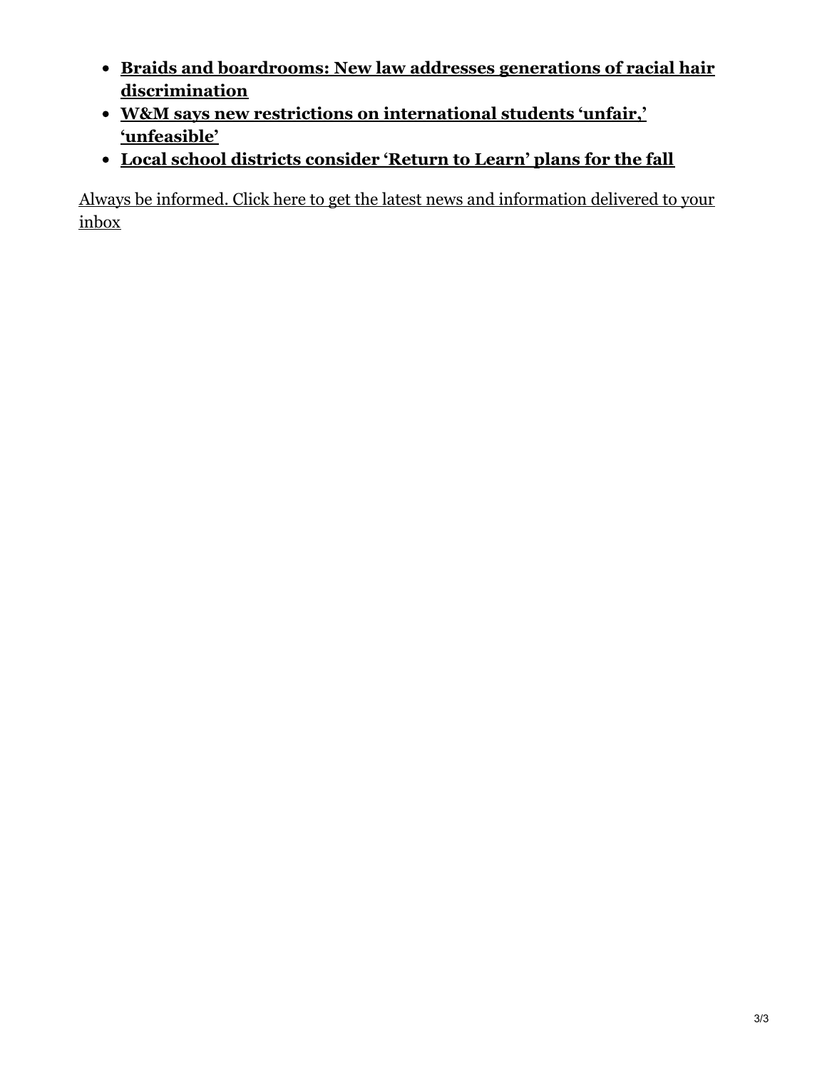- **Braids and boardrooms: New law addresses generations of racial hair discrimination**
- **W&M says new restrictions on international students 'unfair,' 'unfeasible'**
- **Local school districts consider 'Return to Learn' plans for the fall**

Always be informed. Click here to get the latest news and information delivered to your inbox